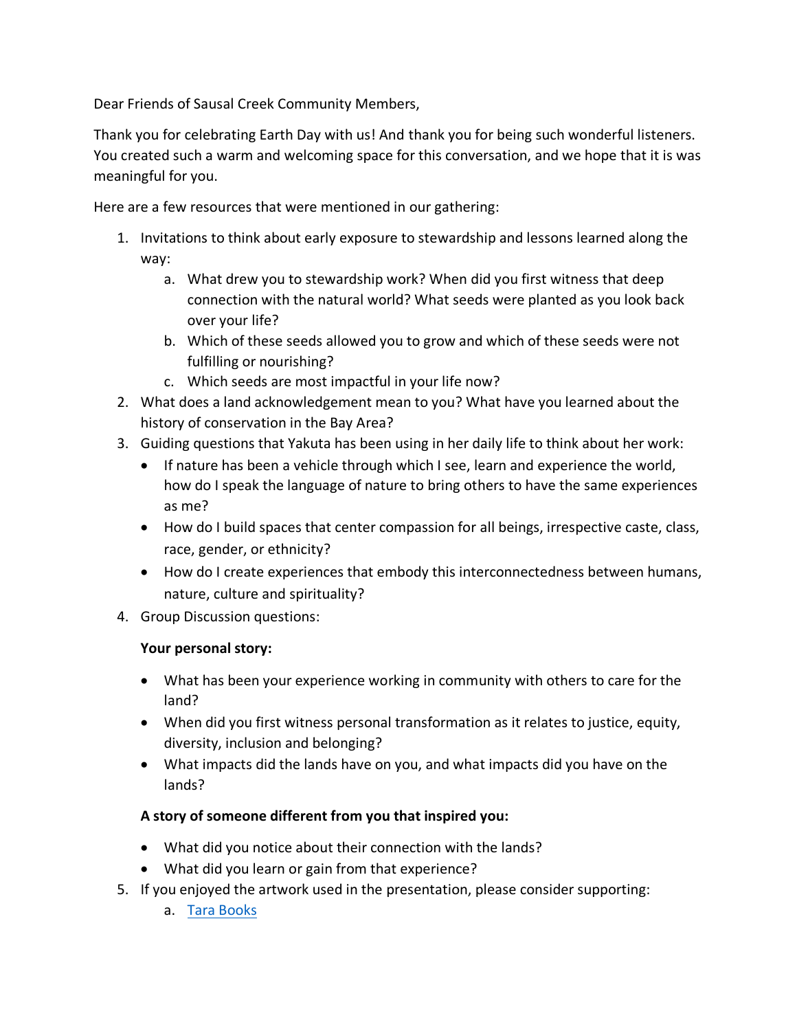Dear Friends of Sausal Creek Community Members,

Thank you for celebrating Earth Day with us! And thank you for being such wonderful listeners. You created such a warm and welcoming space for this conversation, and we hope that it is was meaningful for you.

Here are a few resources that were mentioned in our gathering:

1. Invitations to think about early exposure to stewardship and lessons learned along the way:
    a. What drew you to stewardship work? When did you first witness that deep connection with the natural world? What seeds were planted as you look back over your life?
    b. Which of these seeds allowed you to grow and which of these seeds were not fulfilling or nourishing?
    c. Which seeds are most impactful in your life now?
2. What does a land acknowledgement mean to you? What have you learned about the history of conservation in the Bay Area?
3. Guiding questions that Yakuta has been using in her daily life to think about her work:
    - If nature has been a vehicle through which I see, learn and experience the world, how do I speak the language of nature to bring others to have the same experiences as me?
    - How do I build spaces that center compassion for all beings, irrespective caste, class, race, gender, or ethnicity?
    - How do I create experiences that embody this interconnectedness between humans, nature, culture and spirituality?
4. Group Discussion questions:

    **Your personal story:**

    - What has been your experience working in community with others to care for the land?
    - When did you first witness personal transformation as it relates to justice, equity, diversity, inclusion and belonging?
    - What impacts did the lands have on you, and what impacts did you have on the lands?

    **A story of someone different from you that inspired you:**

    - What did you notice about their connection with the lands?
    - What did you learn or gain from that experience?
5. If you enjoyed the artwork used in the presentation, please consider supporting:
    a. Tara Books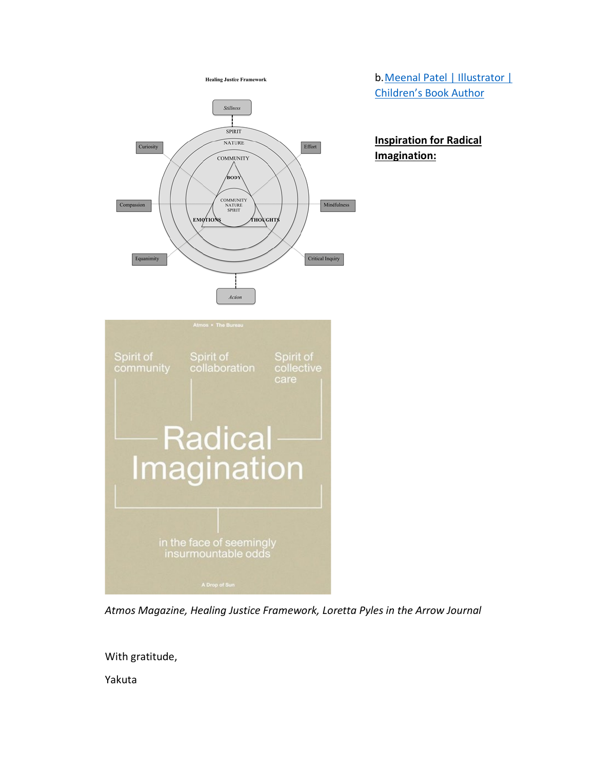Healing Justice Framework

Stillness

SPIRIT

NATURE

COMMUNITY

BODY

COMMUNITY
NATURE
SPIRIT

EMOTIONS

THOUGHTS

Curiosity

Effort

Compassion

Mindfulness

Equanimity

Critical Inquiry

Action

b. Meenal Patel | Illustrator | Children's Book Author

**Inspiration for Radical Imagination:**

Atmos × The Bureau

Spirit of community

Spirit of collaboration

Spirit of collective care

Radical Imagination

in the face of seemingly insurmountable odds

A Drop of Sun

*Atmos Magazine, Healing Justice Framework, Loretta Pyles in the Arrow Journal*

With gratitude,

Yakuta